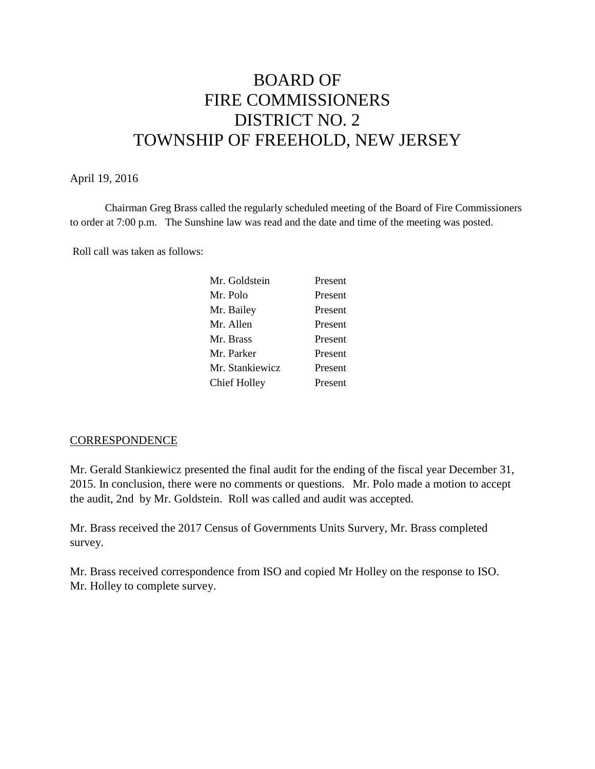# BOARD OF FIRE COMMISSIONERS DISTRICT NO. 2 TOWNSHIP OF FREEHOLD, NEW JERSEY

April 19, 2016

Chairman Greg Brass called the regularly scheduled meeting of the Board of Fire Commissioners to order at 7:00 p.m. The Sunshine law was read and the date and time of the meeting was posted.

Roll call was taken as follows:

| | |
|---|---|
| Mr. Goldstein | Present |
| Mr. Polo | Present |
| Mr. Bailey | Present |
| Mr. Allen | Present |
| Mr. Brass | Present |
| Mr. Parker | Present |
| Mr. Stankiewicz | Present |
| Chief Holley | Present |

## CORRESPONDENCE

Mr. Gerald Stankiewicz presented the final audit for the ending of the fiscal year December 31, 2015. In conclusion, there were no comments or questions. Mr. Polo made a motion to accept the audit, 2nd by Mr. Goldstein. Roll was called and audit was accepted.

Mr. Brass received the 2017 Census of Governments Units Survery, Mr. Brass completed survey.

Mr. Brass received correspondence from ISO and copied Mr Holley on the response to ISO. Mr. Holley to complete survey.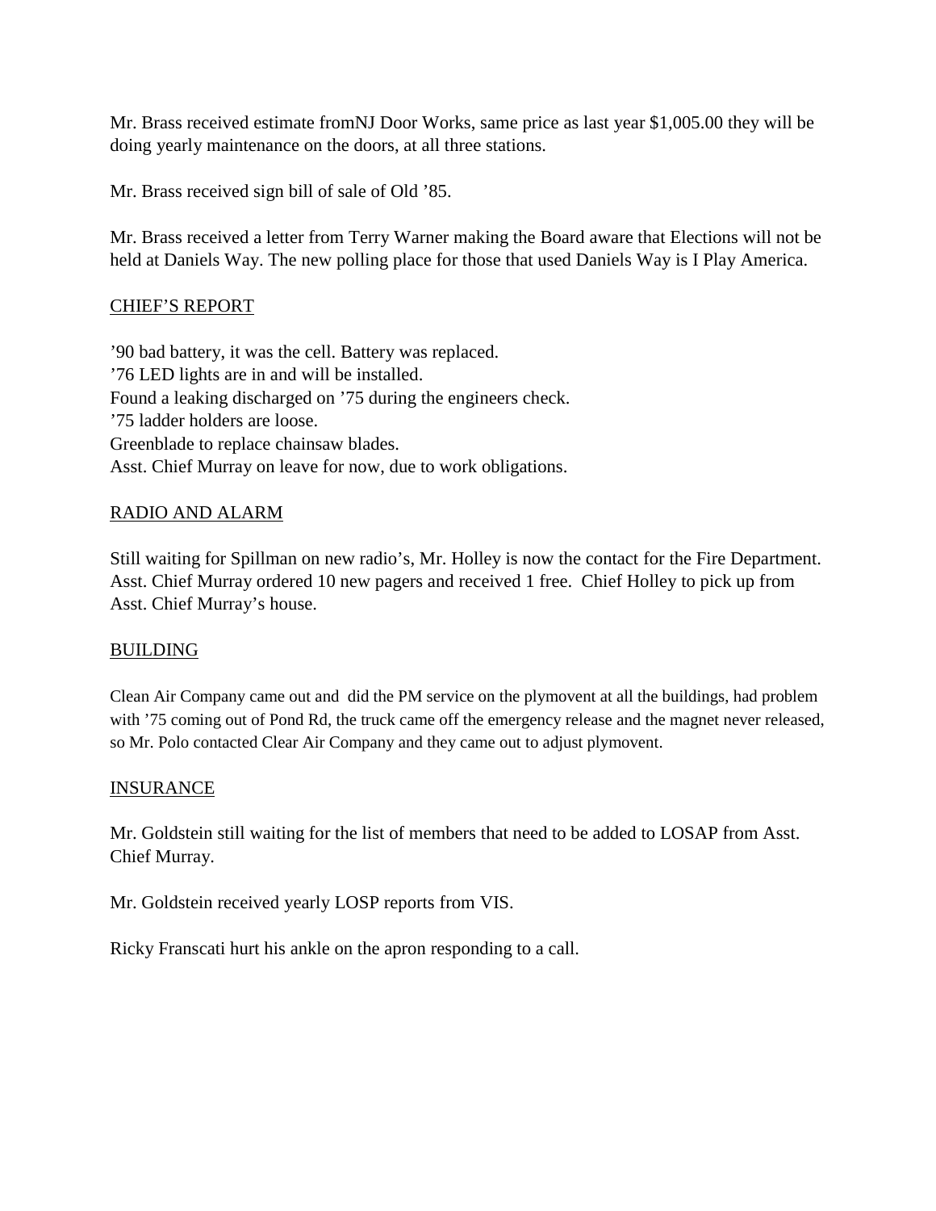Mr. Brass received estimate fromNJ Door Works, same price as last year $1,005.00 they will be doing yearly maintenance on the doors, at all three stations.

Mr. Brass received sign bill of sale of Old '85.

Mr. Brass received a letter from Terry Warner making the Board aware that Elections will not be held at Daniels Way. The new polling place for those that used Daniels Way is I Play America.

## CHIEF'S REPORT

'90 bad battery, it was the cell. Battery was replaced.
'76 LED lights are in and will be installed.
Found a leaking discharged on '75 during the engineers check.
'75 ladder holders are loose.
Greenblade to replace chainsaw blades.
Asst. Chief Murray on leave for now, due to work obligations.

## RADIO AND ALARM

Still waiting for Spillman on new radio's, Mr. Holley is now the contact for the Fire Department. Asst. Chief Murray ordered 10 new pagers and received 1 free. Chief Holley to pick up from Asst. Chief Murray's house.

## BUILDING

Clean Air Company came out and did the PM service on the plymovent at all the buildings, had problem with '75 coming out of Pond Rd, the truck came off the emergency release and the magnet never released, so Mr. Polo contacted Clear Air Company and they came out to adjust plymovent.

## INSURANCE

Mr. Goldstein still waiting for the list of members that need to be added to LOSAP from Asst. Chief Murray.

Mr. Goldstein received yearly LOSP reports from VIS.

Ricky Franscati hurt his ankle on the apron responding to a call.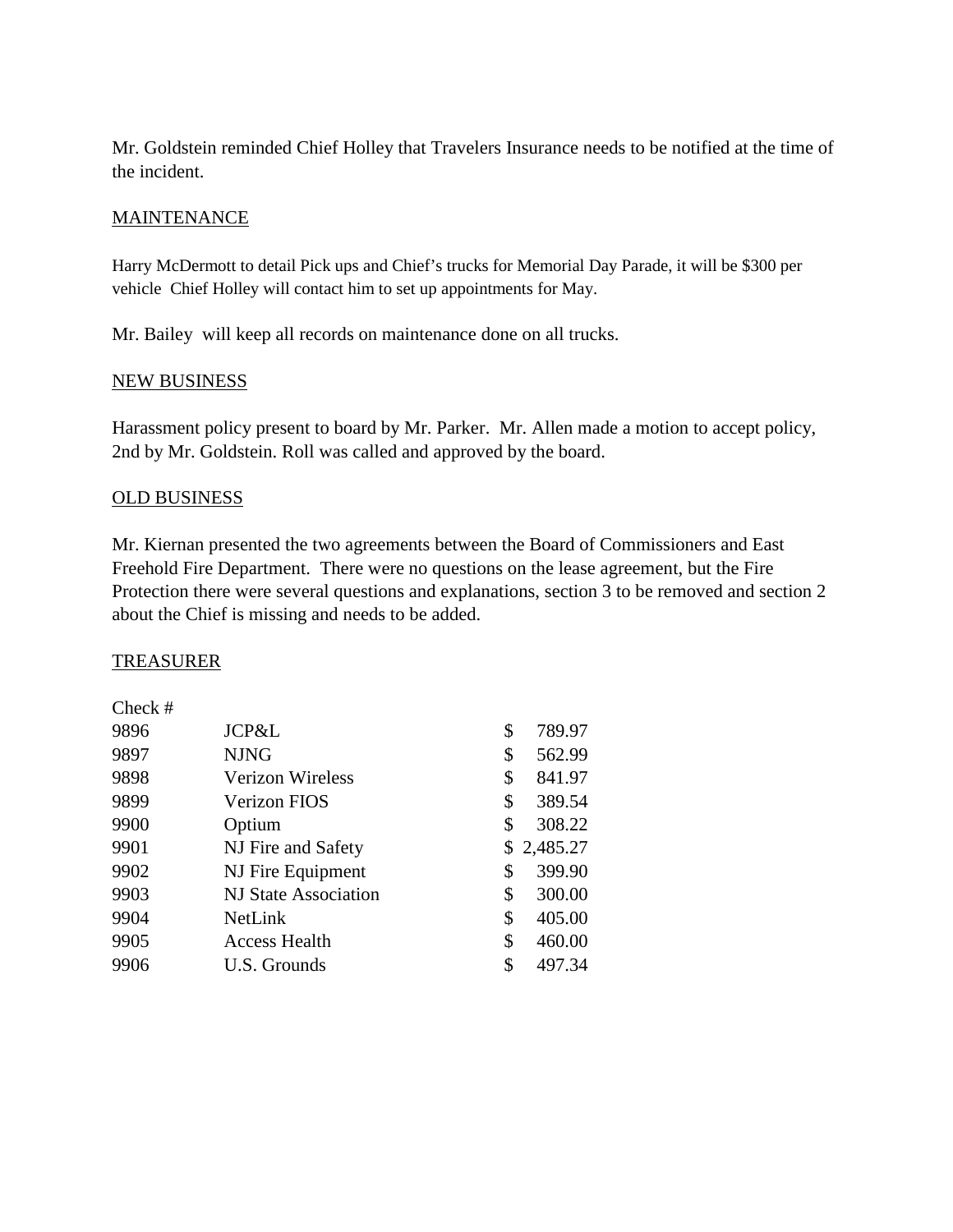Mr. Goldstein reminded Chief Holley that Travelers Insurance needs to be notified at the time of the incident.

MAINTENANCE

Harry McDermott to detail Pick ups and Chief's trucks for Memorial Day Parade, it will be $300 per vehicle  Chief Holley will contact him to set up appointments for May.

Mr. Bailey  will keep all records on maintenance done on all trucks.

NEW BUSINESS

Harassment policy present to board by Mr. Parker.  Mr. Allen made a motion to accept policy, 2nd by Mr. Goldstein. Roll was called and approved by the board.

OLD BUSINESS

Mr. Kiernan presented the two agreements between the Board of Commissioners and East Freehold Fire Department.  There were no questions on the lease agreement, but the Fire Protection there were several questions and explanations, section 3 to be removed and section 2 about the Chief is missing and needs to be added.

TREASURER

| Check # | | |
|---|---|---|
| 9896 | JCP&L | $ 789.97 |
| 9897 | NJNG | $ 562.99 |
| 9898 | Verizon Wireless | $ 841.97 |
| 9899 | Verizon FIOS | $ 389.54 |
| 9900 | Optium | $ 308.22 |
| 9901 | NJ Fire and Safety | $ 2,485.27 |
| 9902 | NJ Fire Equipment | $ 399.90 |
| 9903 | NJ State Association | $ 300.00 |
| 9904 | NetLink | $ 405.00 |
| 9905 | Access Health | $ 460.00 |
| 9906 | U.S. Grounds | $ 497.34 |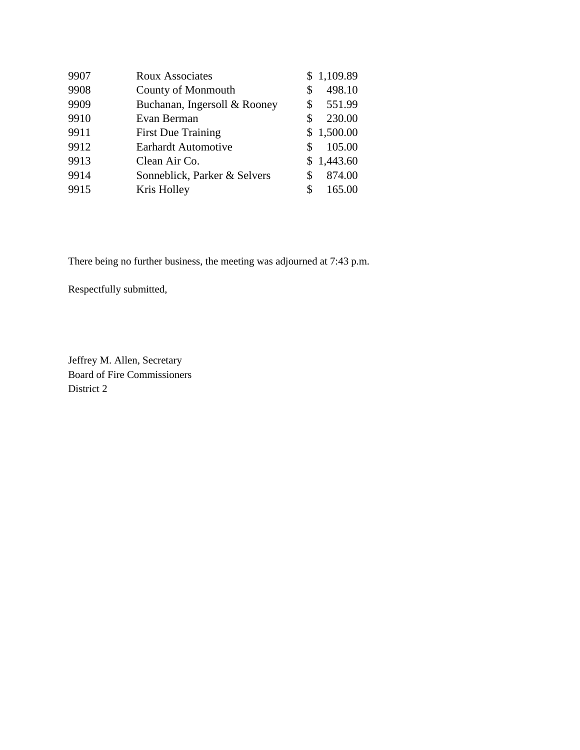| | | |
|---|---|---|
| 9907 | Roux Associates | $ 1,109.89 |
| 9908 | County of Monmouth | $ 498.10 |
| 9909 | Buchanan, Ingersoll & Rooney | $ 551.99 |
| 9910 | Evan Berman | $ 230.00 |
| 9911 | First Due Training | $ 1,500.00 |
| 9912 | Earhardt Automotive | $ 105.00 |
| 9913 | Clean Air Co. | $ 1,443.60 |
| 9914 | Sonneblick, Parker & Selvers | $ 874.00 |
| 9915 | Kris Holley | $ 165.00 |

There being no further business, the meeting was adjourned at 7:43 p.m.

Respectfully submitted,

Jeffrey M. Allen, Secretary
Board of Fire Commissioners
District 2